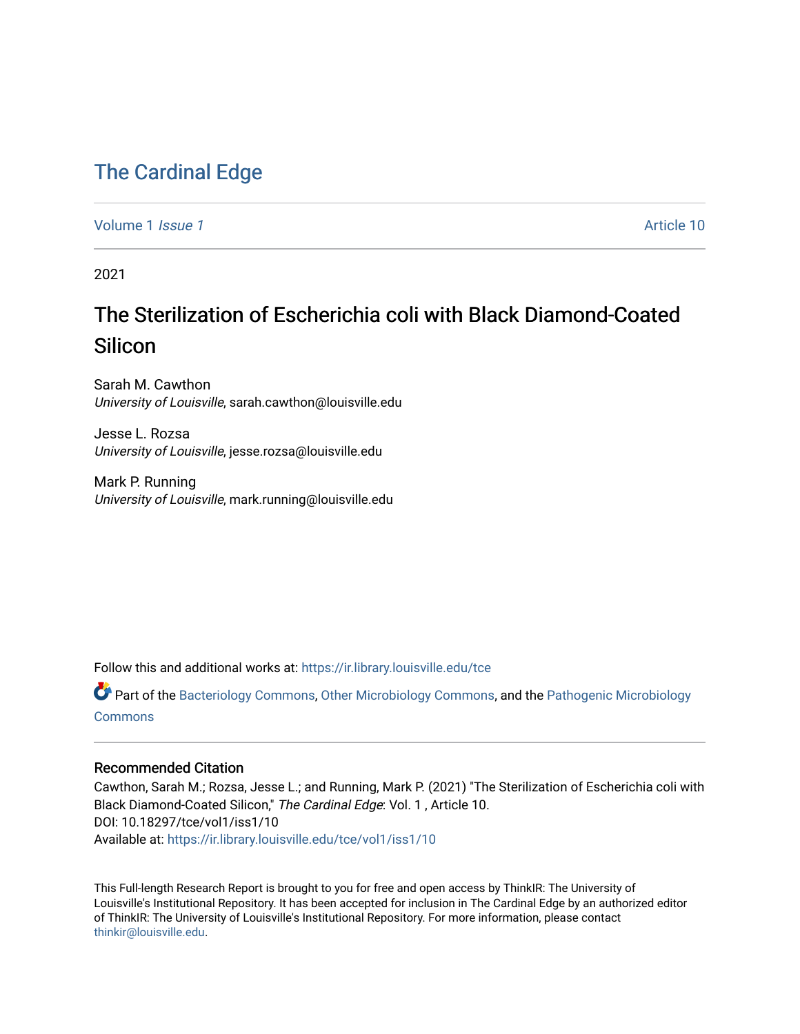# The Cardinal Edge

Volume 1 *Issue 1* Article 10

2021

## The Sterilization of Escherichia coli with Black Diamond-Coated Silicon

Sarah M. Cawthon
*University of Louisville*, sarah.cawthon@louisville.edu

Jesse L. Rozsa
*University of Louisville*, jesse.rozsa@louisville.edu

Mark P. Running
*University of Louisville*, mark.running@louisville.edu

Follow this and additional works at: https://ir.library.louisville.edu/tce

Part of the Bacteriology Commons, Other Microbiology Commons, and the Pathogenic Microbiology Commons

### Recommended Citation

Cawthon, Sarah M.; Rozsa, Jesse L.; and Running, Mark P. (2021) "The Sterilization of Escherichia coli with Black Diamond-Coated Silicon," *The Cardinal Edge*: Vol. 1 , Article 10.
DOI: 10.18297/tce/vol1/iss1/10
Available at: https://ir.library.louisville.edu/tce/vol1/iss1/10

This Full-length Research Report is brought to you for free and open access by ThinkIR: The University of Louisville's Institutional Repository. It has been accepted for inclusion in The Cardinal Edge by an authorized editor of ThinkIR: The University of Louisville's Institutional Repository. For more information, please contact thinkir@louisville.edu.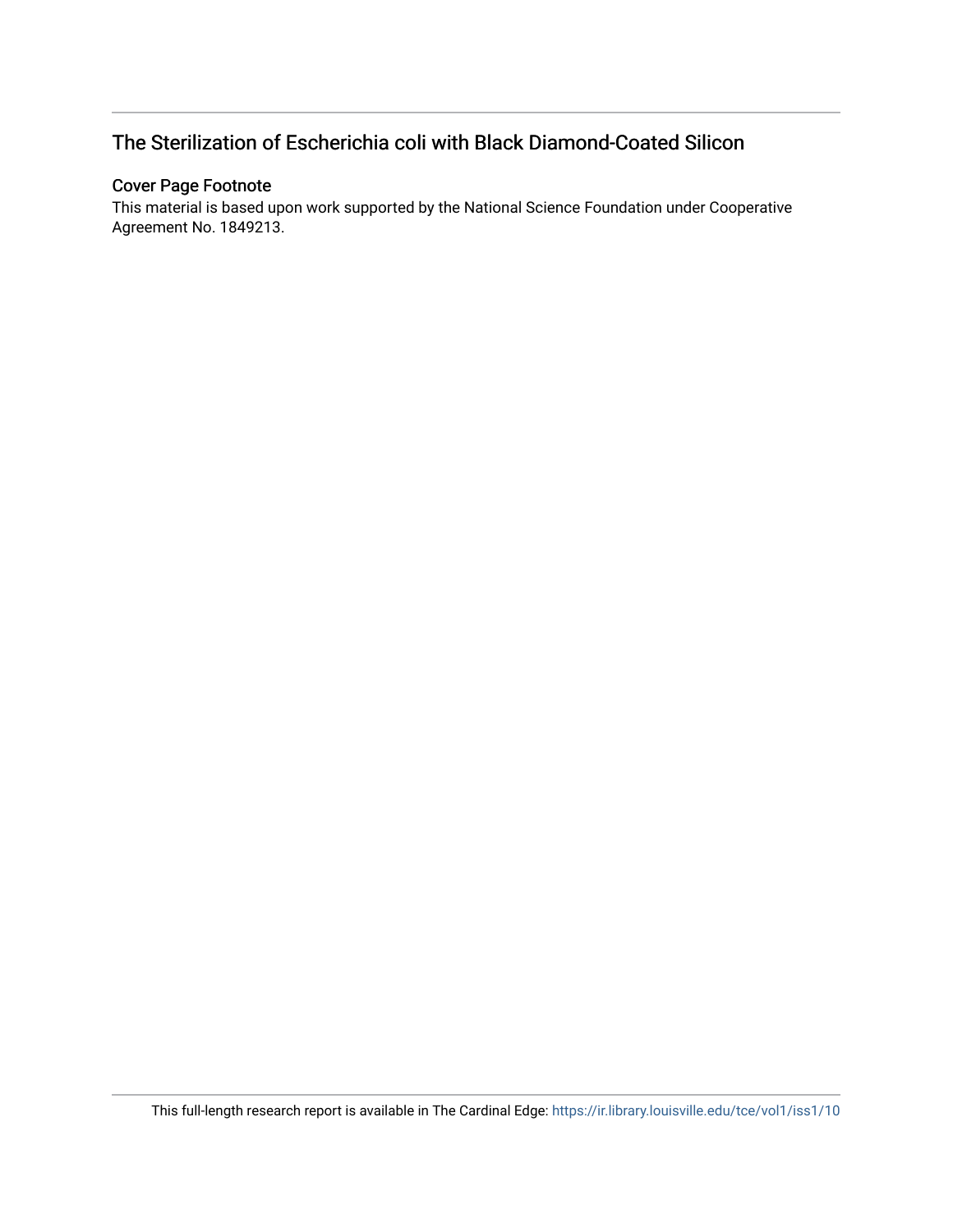# The Sterilization of Escherichia coli with Black Diamond-Coated Silicon

## Cover Page Footnote

This material is based upon work supported by the National Science Foundation under Cooperative Agreement No. 1849213.

This full-length research report is available in The Cardinal Edge: https://ir.library.louisville.edu/tce/vol1/iss1/10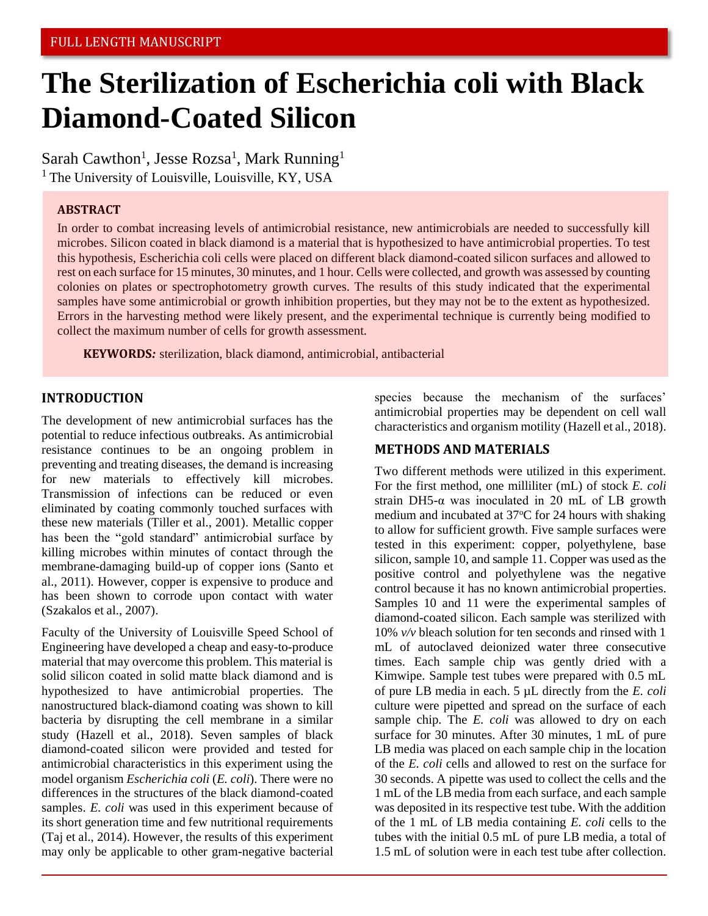FULL LENGTH MANUSCRIPT

# The Sterilization of Escherichia coli with Black Diamond-Coated Silicon

Sarah Cawthon[1], Jesse Rozsa[1], Mark Running[1]

[1] The University of Louisville, Louisville, KY, USA

**ABSTRACT**

In order to combat increasing levels of antimicrobial resistance, new antimicrobials are needed to successfully kill microbes. Silicon coated in black diamond is a material that is hypothesized to have antimicrobial properties. To test this hypothesis, Escherichia coli cells were placed on different black diamond-coated silicon surfaces and allowed to rest on each surface for 15 minutes, 30 minutes, and 1 hour. Cells were collected, and growth was assessed by counting colonies on plates or spectrophotometry growth curves. The results of this study indicated that the experimental samples have some antimicrobial or growth inhibition properties, but they may not be to the extent as hypothesized. Errors in the harvesting method were likely present, and the experimental technique is currently being modified to collect the maximum number of cells for growth assessment.

**KEYWORDS***:* sterilization, black diamond, antimicrobial, antibacterial

## INTRODUCTION

The development of new antimicrobial surfaces has the potential to reduce infectious outbreaks. As antimicrobial resistance continues to be an ongoing problem in preventing and treating diseases, the demand is increasing for new materials to effectively kill microbes. Transmission of infections can be reduced or even eliminated by coating commonly touched surfaces with these new materials (Tiller et al., 2001). Metallic copper has been the "gold standard" antimicrobial surface by killing microbes within minutes of contact through the membrane-damaging build-up of copper ions (Santo et al., 2011). However, copper is expensive to produce and has been shown to corrode upon contact with water (Szakalos et al., 2007).

Faculty of the University of Louisville Speed School of Engineering have developed a cheap and easy-to-produce material that may overcome this problem. This material is solid silicon coated in solid matte black diamond and is hypothesized to have antimicrobial properties. The nanostructured black-diamond coating was shown to kill bacteria by disrupting the cell membrane in a similar study (Hazell et al., 2018). Seven samples of black diamond-coated silicon were provided and tested for antimicrobial characteristics in this experiment using the model organism *Escherichia coli* (*E. coli*). There were no differences in the structures of the black diamond-coated samples. *E. coli* was used in this experiment because of its short generation time and few nutritional requirements (Taj et al., 2014). However, the results of this experiment may only be applicable to other gram-negative bacterial species because the mechanism of the surfaces' antimicrobial properties may be dependent on cell wall characteristics and organism motility (Hazell et al., 2018).

## METHODS AND MATERIALS

Two different methods were utilized in this experiment. For the first method, one milliliter (mL) of stock *E. coli* strain DH5-α was inoculated in 20 mL of LB growth medium and incubated at 37°C for 24 hours with shaking to allow for sufficient growth. Five sample surfaces were tested in this experiment: copper, polyethylene, base silicon, sample 10, and sample 11. Copper was used as the positive control and polyethylene was the negative control because it has no known antimicrobial properties. Samples 10 and 11 were the experimental samples of diamond-coated silicon. Each sample was sterilized with 10% *v/v* bleach solution for ten seconds and rinsed with 1 mL of autoclaved deionized water three consecutive times. Each sample chip was gently dried with a Kimwipe. Sample test tubes were prepared with 0.5 mL of pure LB media in each. 5 µL directly from the *E. coli* culture were pipetted and spread on the surface of each sample chip. The *E. coli* was allowed to dry on each surface for 30 minutes. After 30 minutes, 1 mL of pure LB media was placed on each sample chip in the location of the *E. coli* cells and allowed to rest on the surface for 30 seconds. A pipette was used to collect the cells and the 1 mL of the LB media from each surface, and each sample was deposited in its respective test tube. With the addition of the 1 mL of LB media containing *E. coli* cells to the tubes with the initial 0.5 mL of pure LB media, a total of 1.5 mL of solution were in each test tube after collection.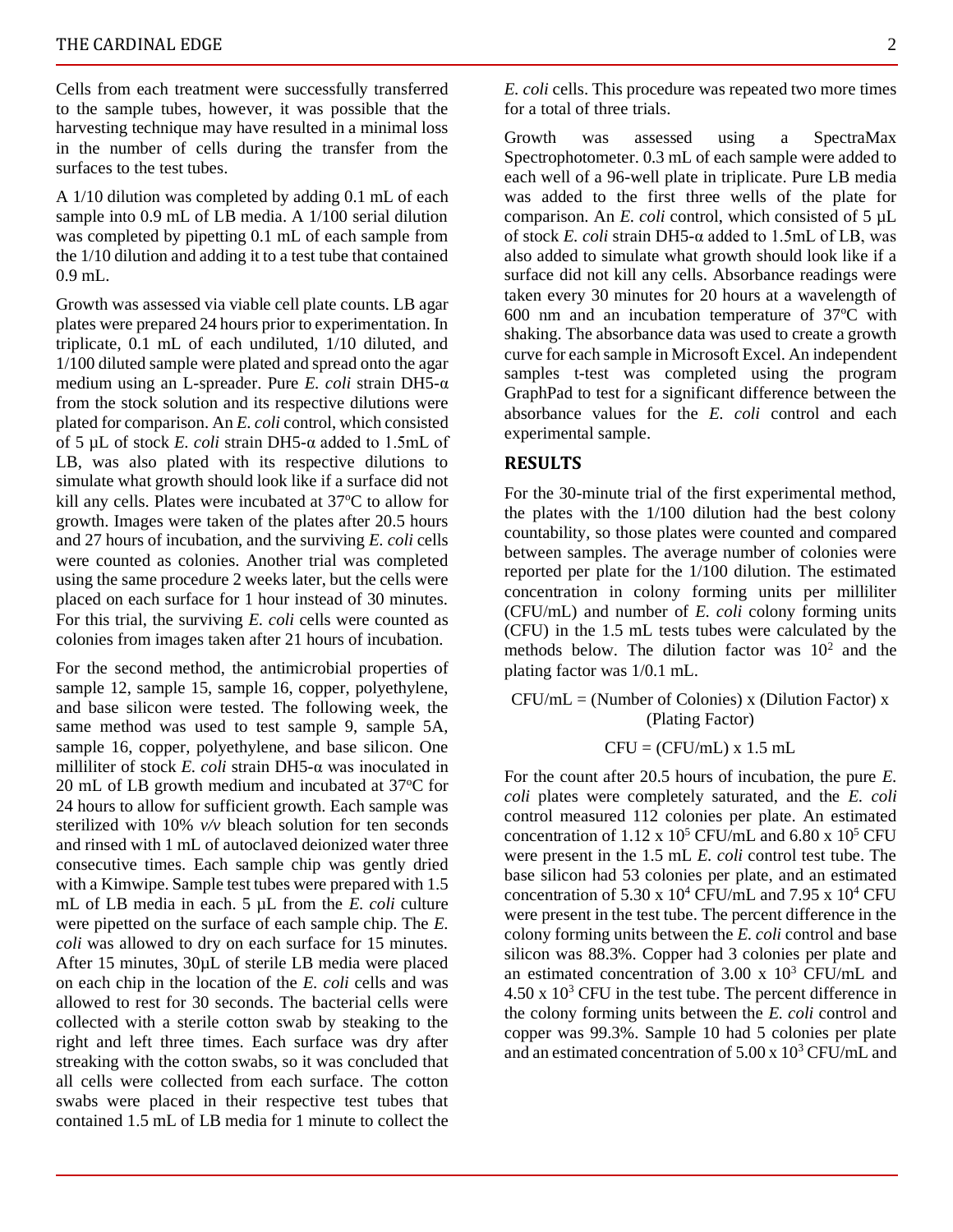Cells from each treatment were successfully transferred to the sample tubes, however, it was possible that the harvesting technique may have resulted in a minimal loss in the number of cells during the transfer from the surfaces to the test tubes.

A 1/10 dilution was completed by adding 0.1 mL of each sample into 0.9 mL of LB media. A 1/100 serial dilution was completed by pipetting 0.1 mL of each sample from the 1/10 dilution and adding it to a test tube that contained 0.9 mL.

Growth was assessed via viable cell plate counts. LB agar plates were prepared 24 hours prior to experimentation. In triplicate, 0.1 mL of each undiluted, 1/10 diluted, and 1/100 diluted sample were plated and spread onto the agar medium using an L-spreader. Pure *E. coli* strain DH5-α from the stock solution and its respective dilutions were plated for comparison. An *E. coli* control, which consisted of 5 µL of stock *E. coli* strain DH5-α added to 1.5mL of LB, was also plated with its respective dilutions to simulate what growth should look like if a surface did not kill any cells. Plates were incubated at 37°C to allow for growth. Images were taken of the plates after 20.5 hours and 27 hours of incubation, and the surviving *E. coli* cells were counted as colonies. Another trial was completed using the same procedure 2 weeks later, but the cells were placed on each surface for 1 hour instead of 30 minutes. For this trial, the surviving *E. coli* cells were counted as colonies from images taken after 21 hours of incubation.

For the second method, the antimicrobial properties of sample 12, sample 15, sample 16, copper, polyethylene, and base silicon were tested. The following week, the same method was used to test sample 9, sample 5A, sample 16, copper, polyethylene, and base silicon. One milliliter of stock *E. coli* strain DH5-α was inoculated in 20 mL of LB growth medium and incubated at 37°C for 24 hours to allow for sufficient growth. Each sample was sterilized with 10% *v/v* bleach solution for ten seconds and rinsed with 1 mL of autoclaved deionized water three consecutive times. Each sample chip was gently dried with a Kimwipe. Sample test tubes were prepared with 1.5 mL of LB media in each. 5 µL from the *E. coli* culture were pipetted on the surface of each sample chip. The *E. coli* was allowed to dry on each surface for 15 minutes. After 15 minutes, 30µL of sterile LB media were placed on each chip in the location of the *E. coli* cells and was allowed to rest for 30 seconds. The bacterial cells were collected with a sterile cotton swab by steaking to the right and left three times. Each surface was dry after streaking with the cotton swabs, so it was concluded that all cells were collected from each surface. The cotton swabs were placed in their respective test tubes that contained 1.5 mL of LB media for 1 minute to collect the *E. coli* cells. This procedure was repeated two more times for a total of three trials.

Growth was assessed using a SpectraMax Spectrophotometer. 0.3 mL of each sample were added to each well of a 96-well plate in triplicate. Pure LB media was added to the first three wells of the plate for comparison. An *E. coli* control, which consisted of 5 µL of stock *E. coli* strain DH5-α added to 1.5mL of LB, was also added to simulate what growth should look like if a surface did not kill any cells. Absorbance readings were taken every 30 minutes for 20 hours at a wavelength of 600 nm and an incubation temperature of 37°C with shaking. The absorbance data was used to create a growth curve for each sample in Microsoft Excel. An independent samples t-test was completed using the program GraphPad to test for a significant difference between the absorbance values for the *E. coli* control and each experimental sample.

## RESULTS

For the 30-minute trial of the first experimental method, the plates with the 1/100 dilution had the best colony countability, so those plates were counted and compared between samples. The average number of colonies were reported per plate for the 1/100 dilution. The estimated concentration in colony forming units per milliliter (CFU/mL) and number of *E. coli* colony forming units (CFU) in the 1.5 mL tests tubes were calculated by the methods below. The dilution factor was $10^2$ and the plating factor was 1/0.1 mL.

$$\text{CFU/mL} = (\text{Number of Colonies}) \times (\text{Dilution Factor}) \times (\text{Plating Factor})$$

$$\text{CFU} = (\text{CFU/mL}) \times 1.5 \text{ mL}$$

For the count after 20.5 hours of incubation, the pure *E. coli* plates were completely saturated, and the *E. coli* control measured 112 colonies per plate. An estimated concentration of $1.12 \times 10^5$ CFU/mL and $6.80 \times 10^5$ CFU were present in the 1.5 mL *E. coli* control test tube. The base silicon had 53 colonies per plate, and an estimated concentration of $5.30 \times 10^4$ CFU/mL and $7.95 \times 10^4$ CFU were present in the test tube. The percent difference in the colony forming units between the *E. coli* control and base silicon was 88.3%. Copper had 3 colonies per plate and an estimated concentration of $3.00 \times 10^3$ CFU/mL and $4.50 \times 10^3$ CFU in the test tube. The percent difference in the colony forming units between the *E. coli* control and copper was 99.3%. Sample 10 had 5 colonies per plate and an estimated concentration of $5.00 \times 10^3$ CFU/mL and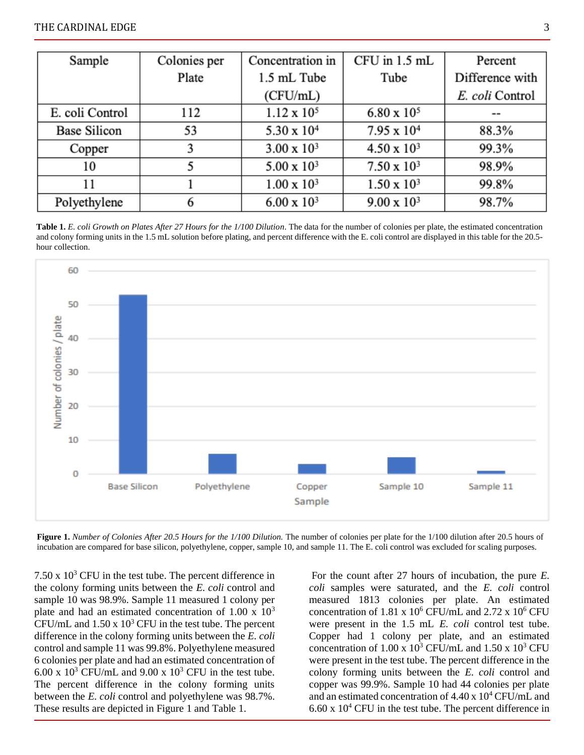| Sample | Colonies per Plate | Concentration in 1.5 mL Tube (CFU/mL) | CFU in 1.5 mL Tube | Percent Difference with *E. coli* Control |
| --- | --- | --- | --- | --- |
| E. coli Control | 112 | $1.12 \times 10^5$ | $6.80 \times 10^5$ | -- |
| Base Silicon | 53 | $5.30 \times 10^4$ | $7.95 \times 10^4$ | 88.3% |
| Copper | 3 | $3.00 \times 10^3$ | $4.50 \times 10^3$ | 99.3% |
| 10 | 5 | $5.00 \times 10^3$ | $7.50 \times 10^3$ | 98.9% |
| 11 | 1 | $1.00 \times 10^3$ | $1.50 \times 10^3$ | 99.8% |
| Polyethylene | 6 | $6.00 \times 10^3$ | $9.00 \times 10^3$ | 98.7% |

**Table 1.** *E. coli Growth on Plates After 27 Hours for the 1/100 Dilution*. The data for the number of colonies per plate, the estimated concentration and colony forming units in the 1.5 mL solution before plating, and percent difference with the E. coli control are displayed in this table for the 20.5-hour collection.

**Figure 1.** *Number of Colonies After 20.5 Hours for the 1/100 Dilution.* The number of colonies per plate for the 1/100 dilution after 20.5 hours of incubation are compared for base silicon, polyethylene, copper, sample 10, and sample 11. The E. coli control was excluded for scaling purposes.

$7.50 \times 10^3$ CFU in the test tube. The percent difference in the colony forming units between the *E. coli* control and sample 10 was 98.9%. Sample 11 measured 1 colony per plate and had an estimated concentration of $1.00 \times 10^3$ CFU/mL and $1.50 \times 10^3$ CFU in the test tube. The percent difference in the colony forming units between the *E. coli* control and sample 11 was 99.8%. Polyethylene measured 6 colonies per plate and had an estimated concentration of $6.00 \times 10^3$ CFU/mL and $9.00 \times 10^3$ CFU in the test tube. The percent difference in the colony forming units between the *E. coli* control and polyethylene was 98.7%. These results are depicted in Figure 1 and Table 1.

For the count after 27 hours of incubation, the pure *E. coli* samples were saturated, and the *E. coli* control measured 1813 colonies per plate. An estimated concentration of $1.81 \times 10^6$ CFU/mL and $2.72 \times 10^6$ CFU were present in the 1.5 mL *E. coli* control test tube. Copper had 1 colony per plate, and an estimated concentration of $1.00 \times 10^3$ CFU/mL and $1.50 \times 10^3$ CFU were present in the test tube. The percent difference in the colony forming units between the *E. coli* control and copper was 99.9%. Sample 10 had 44 colonies per plate and an estimated concentration of $4.40 \times 10^4$ CFU/mL and $6.60 \times 10^4$ CFU in the test tube. The percent difference in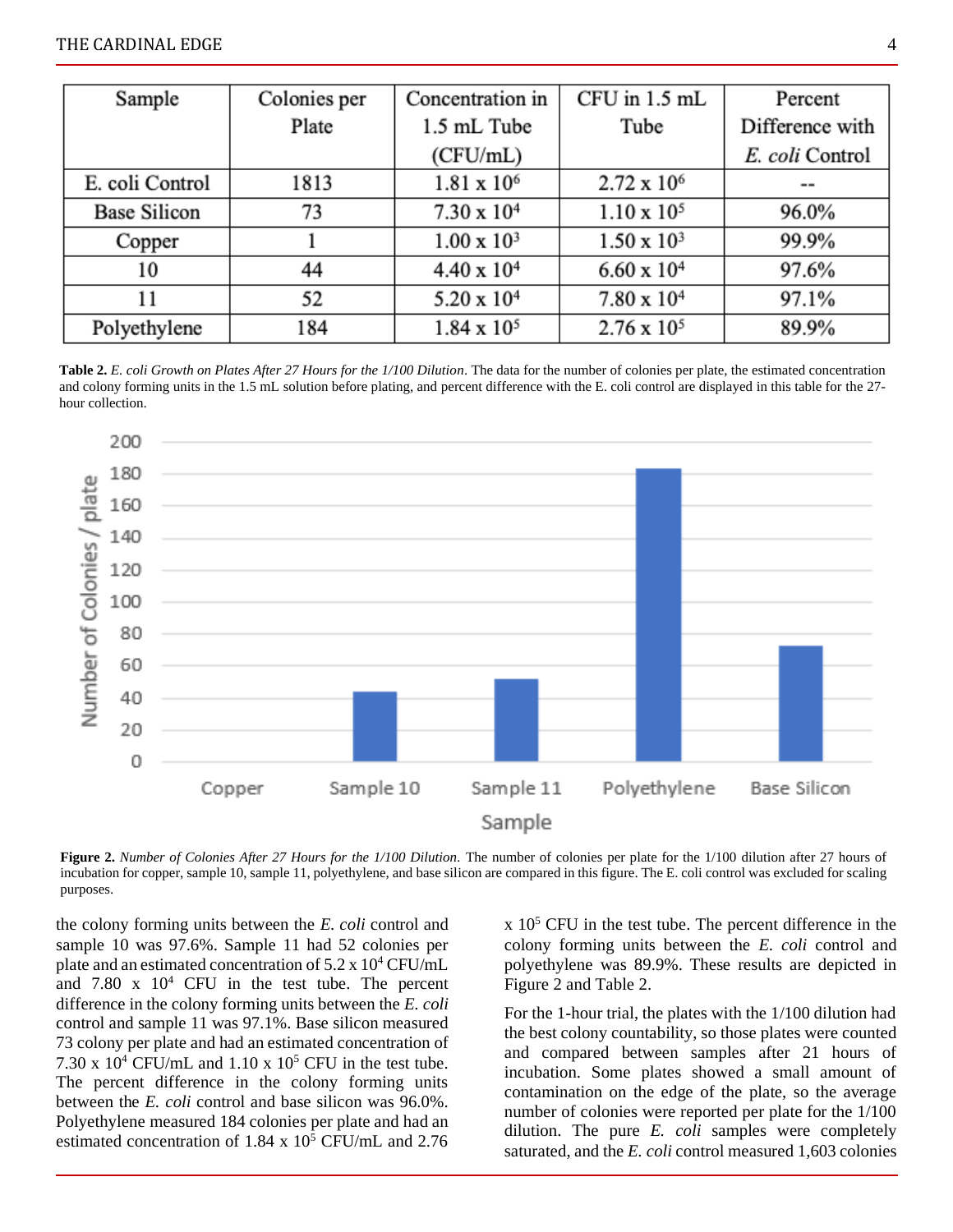| Sample | Colonies per Plate | Concentration in 1.5 mL Tube (CFU/mL) | CFU in 1.5 mL Tube | Percent Difference with *E. coli* Control |
|---|---|---|---|---|
| E. coli Control | 1813 | $1.81 \times 10^6$ | $2.72 \times 10^6$ | -- |
| Base Silicon | 73 | $7.30 \times 10^4$ | $1.10 \times 10^5$ | 96.0% |
| Copper | 1 | $1.00 \times 10^3$ | $1.50 \times 10^3$ | 99.9% |
| 10 | 44 | $4.40 \times 10^4$ | $6.60 \times 10^4$ | 97.6% |
| 11 | 52 | $5.20 \times 10^4$ | $7.80 \times 10^4$ | 97.1% |
| Polyethylene | 184 | $1.84 \times 10^5$ | $2.76 \times 10^5$ | 89.9% |

**Table 2.** *E. coli Growth on Plates After 27 Hours for the 1/100 Dilution*. The data for the number of colonies per plate, the estimated concentration and colony forming units in the 1.5 mL solution before plating, and percent difference with the E. coli control are displayed in this table for the 27-hour collection.

**Figure 2.** *Number of Colonies After 27 Hours for the 1/100 Dilution*. The number of colonies per plate for the 1/100 dilution after 27 hours of incubation for copper, sample 10, sample 11, polyethylene, and base silicon are compared in this figure. The E. coli control was excluded for scaling purposes.

the colony forming units between the *E. coli* control and sample 10 was 97.6%. Sample 11 had 52 colonies per plate and an estimated concentration of $5.2 \times 10^4$ CFU/mL and $7.80 \times 10^4$ CFU in the test tube. The percent difference in the colony forming units between the *E. coli* control and sample 11 was 97.1%. Base silicon measured 73 colony per plate and had an estimated concentration of $7.30 \times 10^4$ CFU/mL and $1.10 \times 10^5$ CFU in the test tube. The percent difference in the colony forming units between the *E. coli* control and base silicon was 96.0%. Polyethylene measured 184 colonies per plate and had an estimated concentration of $1.84 \times 10^5$ CFU/mL and $2.76 \times 10^5$ CFU in the test tube. The percent difference in the colony forming units between the *E. coli* control and polyethylene was 89.9%. These results are depicted in Figure 2 and Table 2.

For the 1-hour trial, the plates with the 1/100 dilution had the best colony countability, so those plates were counted and compared between samples after 21 hours of incubation. Some plates showed a small amount of contamination on the edge of the plate, so the average number of colonies were reported per plate for the 1/100 dilution. The pure *E. coli* samples were completely saturated, and the *E. coli* control measured 1,603 colonies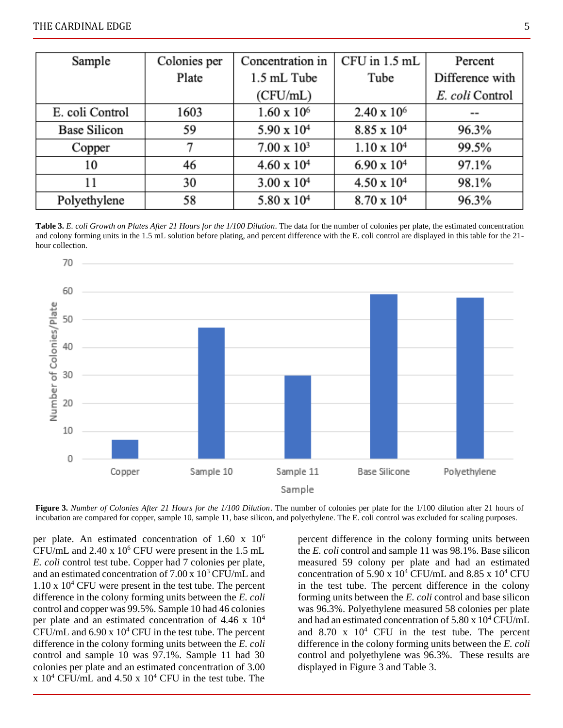| Sample | Colonies per Plate | Concentration in 1.5 mL Tube (CFU/mL) | CFU in 1.5 mL Tube | Percent Difference with *E. coli* Control |
|---|---|---|---|---|
| E. coli Control | 1603 | $1.60 \times 10^6$ | $2.40 \times 10^6$ | -- |
| Base Silicon | 59 | $5.90 \times 10^4$ | $8.85 \times 10^4$ | 96.3% |
| Copper | 7 | $7.00 \times 10^3$ | $1.10 \times 10^4$ | 99.5% |
| 10 | 46 | $4.60 \times 10^4$ | $6.90 \times 10^4$ | 97.1% |
| 11 | 30 | $3.00 \times 10^4$ | $4.50 \times 10^4$ | 98.1% |
| Polyethylene | 58 | $5.80 \times 10^4$ | $8.70 \times 10^4$ | 96.3% |

**Table 3.** *E. coli Growth on Plates After 21 Hours for the 1/100 Dilution*. The data for the number of colonies per plate, the estimated concentration and colony forming units in the 1.5 mL solution before plating, and percent difference with the E. coli control are displayed in this table for the 21-hour collection.

**Figure 3.** *Number of Colonies After 21 Hours for the 1/100 Dilution*. The number of colonies per plate for the 1/100 dilution after 21 hours of incubation are compared for copper, sample 10, sample 11, base silicon, and polyethylene. The E. coli control was excluded for scaling purposes.

per plate. An estimated concentration of $1.60 \times 10^6$ CFU/mL and $2.40 \times 10^6$ CFU were present in the 1.5 mL *E. coli* control test tube. Copper had 7 colonies per plate, and an estimated concentration of $7.00 \times 10^3$ CFU/mL and $1.10 \times 10^4$ CFU were present in the test tube. The percent difference in the colony forming units between the *E. coli* control and copper was 99.5%. Sample 10 had 46 colonies per plate and an estimated concentration of $4.46 \times 10^4$ CFU/mL and $6.90 \times 10^4$ CFU in the test tube. The percent difference in the colony forming units between the *E. coli* control and sample 10 was 97.1%. Sample 11 had 30 colonies per plate and an estimated concentration of $3.00 \times 10^4$ CFU/mL and $4.50 \times 10^4$ CFU in the test tube. The percent difference in the colony forming units between the *E. coli* control and sample 11 was 98.1%. Base silicon measured 59 colony per plate and had an estimated concentration of $5.90 \times 10^4$ CFU/mL and $8.85 \times 10^4$ CFU in the test tube. The percent difference in the colony forming units between the *E. coli* control and base silicon was 96.3%. Polyethylene measured 58 colonies per plate and had an estimated concentration of $5.80 \times 10^4$ CFU/mL and $8.70 \times 10^4$ CFU in the test tube. The percent difference in the colony forming units between the *E. coli* control and polyethylene was 96.3%. These results are displayed in Figure 3 and Table 3.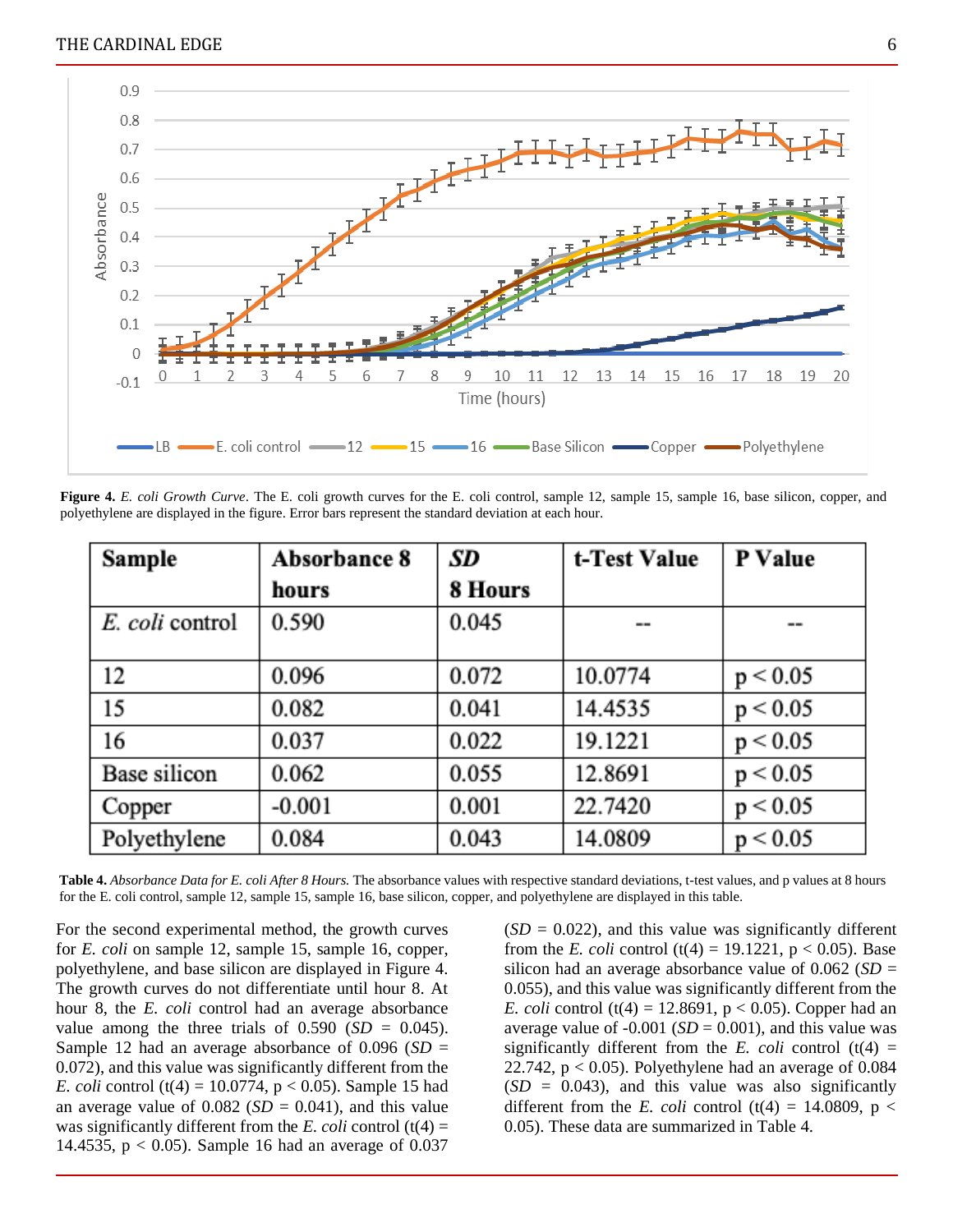**Figure 4.** *E. coli Growth Curve*. The E. coli growth curves for the E. coli control, sample 12, sample 15, sample 16, base silicon, copper, and polyethylene are displayed in the figure. Error bars represent the standard deviation at each hour.

| Sample | Absorbance 8 hours | *SD* 8 Hours | t-Test Value | P Value |
|---|---|---|---|---|
| *E. coli* control | 0.590 | 0.045 | -- | -- |
| 12 | 0.096 | 0.072 | 10.0774 | $p < 0.05$ |
| 15 | 0.082 | 0.041 | 14.4535 | $p < 0.05$ |
| 16 | 0.037 | 0.022 | 19.1221 | $p < 0.05$ |
| Base silicon | 0.062 | 0.055 | 12.8691 | $p < 0.05$ |
| Copper | -0.001 | 0.001 | 22.7420 | $p < 0.05$ |
| Polyethylene | 0.084 | 0.043 | 14.0809 | $p < 0.05$ |

**Table 4.** *Absorbance Data for E. coli After 8 Hours.* The absorbance values with respective standard deviations, t-test values, and p values at 8 hours for the E. coli control, sample 12, sample 15, sample 16, base silicon, copper, and polyethylene are displayed in this table.

For the second experimental method, the growth curves for *E. coli* on sample 12, sample 15, sample 16, copper, polyethylene, and base silicon are displayed in Figure 4. The growth curves do not differentiate until hour 8. At hour 8, the *E. coli* control had an average absorbance value among the three trials of 0.590 (*SD* = 0.045). Sample 12 had an average absorbance of 0.096 (*SD* = 0.072), and this value was significantly different from the *E. coli* control ($t(4) = 10.0774$, $p < 0.05$). Sample 15 had an average value of 0.082 (*SD* = 0.041), and this value was significantly different from the *E. coli* control ($t(4) = 14.4535$, $p < 0.05$). Sample 16 had an average of 0.037 (*SD* = 0.022), and this value was significantly different from the *E. coli* control ($t(4) = 19.1221$, $p < 0.05$). Base silicon had an average absorbance value of 0.062 (*SD* = 0.055), and this value was significantly different from the *E. coli* control ($t(4) = 12.8691$, $p < 0.05$). Copper had an average value of -0.001 (*SD* = 0.001), and this value was significantly different from the *E. coli* control ($t(4) = 22.742$, $p < 0.05$). Polyethylene had an average of 0.084 (*SD* = 0.043), and this value was also significantly different from the *E. coli* control ($t(4) = 14.0809$, $p < 0.05$). These data are summarized in Table 4.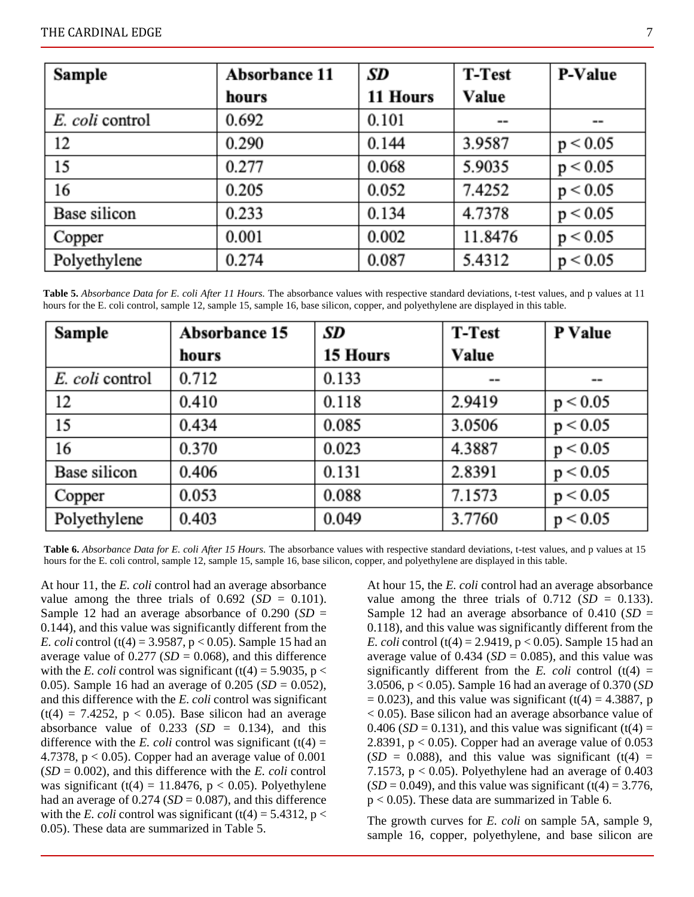| Sample | Absorbance 11 hours | *SD* 11 Hours | T-Test Value | P-Value |
| --- | --- | --- | --- | --- |
| *E. coli* control | 0.692 | 0.101 | -- | -- |
| 12 | 0.290 | 0.144 | 3.9587 | $p < 0.05$ |
| 15 | 0.277 | 0.068 | 5.9035 | $p < 0.05$ |
| 16 | 0.205 | 0.052 | 7.4252 | $p < 0.05$ |
| Base silicon | 0.233 | 0.134 | 4.7378 | $p < 0.05$ |
| Copper | 0.001 | 0.002 | 11.8476 | $p < 0.05$ |
| Polyethylene | 0.274 | 0.087 | 5.4312 | $p < 0.05$ |

**Table 5.** *Absorbance Data for E. coli After 11 Hours.* The absorbance values with respective standard deviations, t-test values, and p values at 11 hours for the E. coli control, sample 12, sample 15, sample 16, base silicon, copper, and polyethylene are displayed in this table.

| Sample | Absorbance 15 hours | *SD* 15 Hours | T-Test Value | P Value |
| --- | --- | --- | --- | --- |
| *E. coli* control | 0.712 | 0.133 | -- | -- |
| 12 | 0.410 | 0.118 | 2.9419 | $p < 0.05$ |
| 15 | 0.434 | 0.085 | 3.0506 | $p < 0.05$ |
| 16 | 0.370 | 0.023 | 4.3887 | $p < 0.05$ |
| Base silicon | 0.406 | 0.131 | 2.8391 | $p < 0.05$ |
| Copper | 0.053 | 0.088 | 7.1573 | $p < 0.05$ |
| Polyethylene | 0.403 | 0.049 | 3.7760 | $p < 0.05$ |

**Table 6.** *Absorbance Data for E. coli After 15 Hours.* The absorbance values with respective standard deviations, t-test values, and p values at 15 hours for the E. coli control, sample 12, sample 15, sample 16, base silicon, copper, and polyethylene are displayed in this table.

At hour 11, the *E. coli* control had an average absorbance value among the three trials of 0.692 (*SD* = 0.101). Sample 12 had an average absorbance of 0.290 (*SD* = 0.144), and this value was significantly different from the *E. coli* control ($t(4) = 3.9587$, $p < 0.05$). Sample 15 had an average value of 0.277 (*SD* = 0.068), and this difference with the *E. coli* control was significant ($t(4) = 5.9035$, $p < 0.05$). Sample 16 had an average of 0.205 (*SD* = 0.052), and this difference with the *E. coli* control was significant ($t(4) = 7.4252$, $p < 0.05$). Base silicon had an average absorbance value of 0.233 (*SD* = 0.134), and this difference with the *E. coli* control was significant ($t(4) = 4.7378$, $p < 0.05$). Copper had an average value of 0.001 (*SD* = 0.002), and this difference with the *E. coli* control was significant ($t(4) = 11.8476$, $p < 0.05$). Polyethylene had an average of 0.274 (*SD* = 0.087), and this difference with the *E. coli* control was significant ($t(4) = 5.4312$, $p < 0.05$). These data are summarized in Table 5.

At hour 15, the *E. coli* control had an average absorbance value among the three trials of 0.712 (*SD* = 0.133). Sample 12 had an average absorbance of 0.410 (*SD* = 0.118), and this value was significantly different from the *E. coli* control ($t(4) = 2.9419$, $p < 0.05$). Sample 15 had an average value of 0.434 (*SD* = 0.085), and this value was significantly different from the *E. coli* control ($t(4) = 3.0506$, $p < 0.05$). Sample 16 had an average of 0.370 (*SD* = 0.023), and this value was significant ($t(4) = 4.3887$, $p < 0.05$). Base silicon had an average absorbance value of 0.406 (*SD* = 0.131), and this value was significant ($t(4) = 2.8391$, $p < 0.05$). Copper had an average value of 0.053 (*SD* = 0.088), and this value was significant ($t(4) = 7.1573$, $p < 0.05$). Polyethylene had an average of 0.403 (*SD* = 0.049), and this value was significant ($t(4) = 3.776$, $p < 0.05$). These data are summarized in Table 6.

The growth curves for *E. coli* on sample 5A, sample 9, sample 16, copper, polyethylene, and base silicon are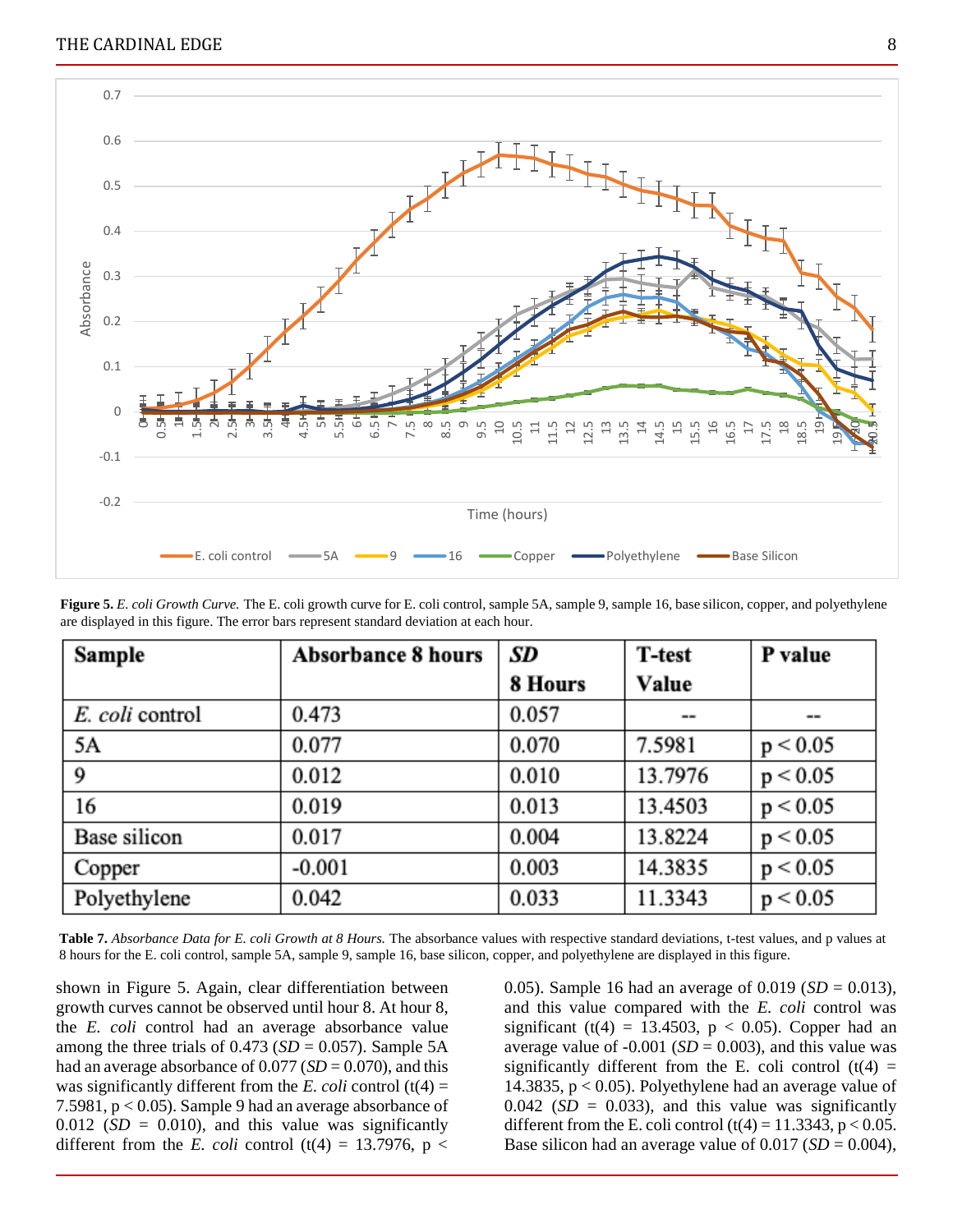**Figure 5.** *E. coli Growth Curve.* The E. coli growth curve for E. coli control, sample 5A, sample 9, sample 16, base silicon, copper, and polyethylene are displayed in this figure. The error bars represent standard deviation at each hour.

| Sample | Absorbance 8 hours | *SD* 8 Hours | T-test Value | P value |
|---|---|---|---|---|
| *E. coli* control | 0.473 | 0.057 | -- | -- |
| 5A | 0.077 | 0.070 | 7.5981 | $p < 0.05$ |
| 9 | 0.012 | 0.010 | 13.7976 | $p < 0.05$ |
| 16 | 0.019 | 0.013 | 13.4503 | $p < 0.05$ |
| Base silicon | 0.017 | 0.004 | 13.8224 | $p < 0.05$ |
| Copper | -0.001 | 0.003 | 14.3835 | $p < 0.05$ |
| Polyethylene | 0.042 | 0.033 | 11.3343 | $p < 0.05$ |

**Table 7.** *Absorbance Data for E. coli Growth at 8 Hours.* The absorbance values with respective standard deviations, t-test values, and p values at 8 hours for the E. coli control, sample 5A, sample 9, sample 16, base silicon, copper, and polyethylene are displayed in this figure.

shown in Figure 5. Again, clear differentiation between growth curves cannot be observed until hour 8. At hour 8, the *E. coli* control had an average absorbance value among the three trials of 0.473 (*SD* = 0.057). Sample 5A had an average absorbance of 0.077 (*SD* = 0.070), and this was significantly different from the *E. coli* control ($t(4) = 7.5981$, $p < 0.05$). Sample 9 had an average absorbance of 0.012 (*SD* = 0.010), and this value was significantly different from the *E. coli* control ($t(4) = 13.7976$, $p < 0.05$). Sample 16 had an average of 0.019 (*SD* = 0.013), and this value compared with the *E. coli* control was significant ($t(4) = 13.4503$, $p < 0.05$). Copper had an average value of -0.001 (*SD* = 0.003), and this value was significantly different from the E. coli control ($t(4) = 14.3835$, $p < 0.05$). Polyethylene had an average value of 0.042 (*SD* = 0.033), and this value was significantly different from the E. coli control ($t(4) = 11.3343$, $p < 0.05$. Base silicon had an average value of 0.017 (*SD* = 0.004),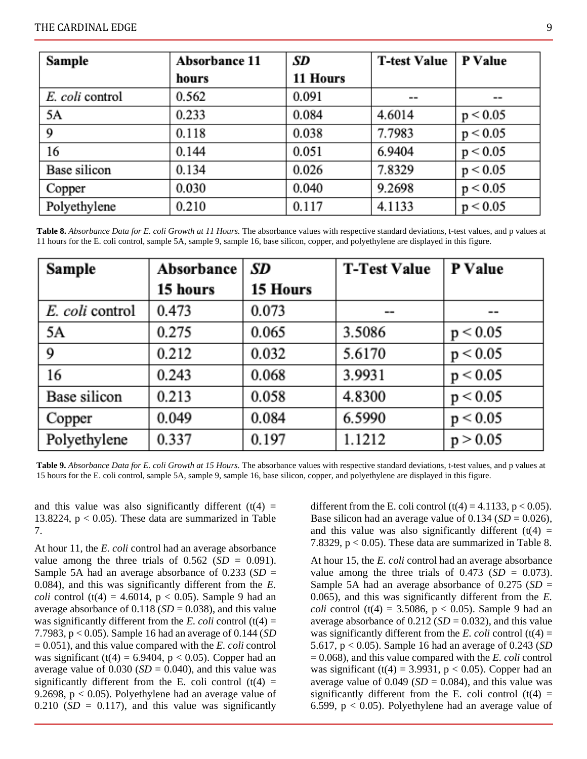| Sample | Absorbance 11 hours | *SD* 11 Hours | T-test Value | P Value |
|---|---|---|---|---|
| *E. coli* control | 0.562 | 0.091 | -- | -- |
| 5A | 0.233 | 0.084 | 4.6014 | $p < 0.05$ |
| 9 | 0.118 | 0.038 | 7.7983 | $p < 0.05$ |
| 16 | 0.144 | 0.051 | 6.9404 | $p < 0.05$ |
| Base silicon | 0.134 | 0.026 | 7.8329 | $p < 0.05$ |
| Copper | 0.030 | 0.040 | 9.2698 | $p < 0.05$ |
| Polyethylene | 0.210 | 0.117 | 4.1133 | $p < 0.05$ |

**Table 8.** *Absorbance Data for E. coli Growth at 11 Hours.* The absorbance values with respective standard deviations, t-test values, and p values at 11 hours for the E. coli control, sample 5A, sample 9, sample 16, base silicon, copper, and polyethylene are displayed in this figure.

| Sample | Absorbance 15 hours | *SD* 15 Hours | T-Test Value | P Value |
|---|---|---|---|---|
| *E. coli* control | 0.473 | 0.073 | -- | -- |
| 5A | 0.275 | 0.065 | 3.5086 | $p < 0.05$ |
| 9 | 0.212 | 0.032 | 5.6170 | $p < 0.05$ |
| 16 | 0.243 | 0.068 | 3.9931 | $p < 0.05$ |
| Base silicon | 0.213 | 0.058 | 4.8300 | $p < 0.05$ |
| Copper | 0.049 | 0.084 | 6.5990 | $p < 0.05$ |
| Polyethylene | 0.337 | 0.197 | 1.1212 | $p > 0.05$ |

**Table 9.** *Absorbance Data for E. coli Growth at 15 Hours.* The absorbance values with respective standard deviations, t-test values, and p values at 15 hours for the E. coli control, sample 5A, sample 9, sample 16, base silicon, copper, and polyethylene are displayed in this figure.

and this value was also significantly different ($t(4) = 13.8224$, $p < 0.05$). These data are summarized in Table 7.

At hour 11, the *E. coli* control had an average absorbance value among the three trials of 0.562 (*SD* = 0.091). Sample 5A had an average absorbance of 0.233 (*SD* = 0.084), and this was significantly different from the *E. coli* control ($t(4) = 4.6014$, $p < 0.05$). Sample 9 had an average absorbance of 0.118 (*SD* = 0.038), and this value was significantly different from the *E. coli* control ($t(4) = 7.7983$, $p < 0.05$). Sample 16 had an average of 0.144 (*SD* = 0.051), and this value compared with the *E. coli* control was significant ($t(4) = 6.9404$, $p < 0.05$). Copper had an average value of 0.030 (*SD* = 0.040), and this value was significantly different from the E. coli control ($t(4) = 9.2698$, $p < 0.05$). Polyethylene had an average value of 0.210 (*SD* = 0.117), and this value was significantly different from the E. coli control ($t(4) = 4.1133$, $p < 0.05$). Base silicon had an average value of 0.134 (*SD* = 0.026), and this value was also significantly different ($t(4) = 7.8329$, $p < 0.05$). These data are summarized in Table 8.

At hour 15, the *E. coli* control had an average absorbance value among the three trials of 0.473 (*SD* = 0.073). Sample 5A had an average absorbance of 0.275 (*SD* = 0.065), and this was significantly different from the *E. coli* control ($t(4) = 3.5086$, $p < 0.05$). Sample 9 had an average absorbance of 0.212 (*SD* = 0.032), and this value was significantly different from the *E. coli* control ($t(4) = 5.617$, $p < 0.05$). Sample 16 had an average of 0.243 (*SD* = 0.068), and this value compared with the *E. coli* control was significant ($t(4) = 3.9931$, $p < 0.05$). Copper had an average value of 0.049 (*SD* = 0.084), and this value was significantly different from the E. coli control ($t(4) = 6.599$, $p < 0.05$). Polyethylene had an average value of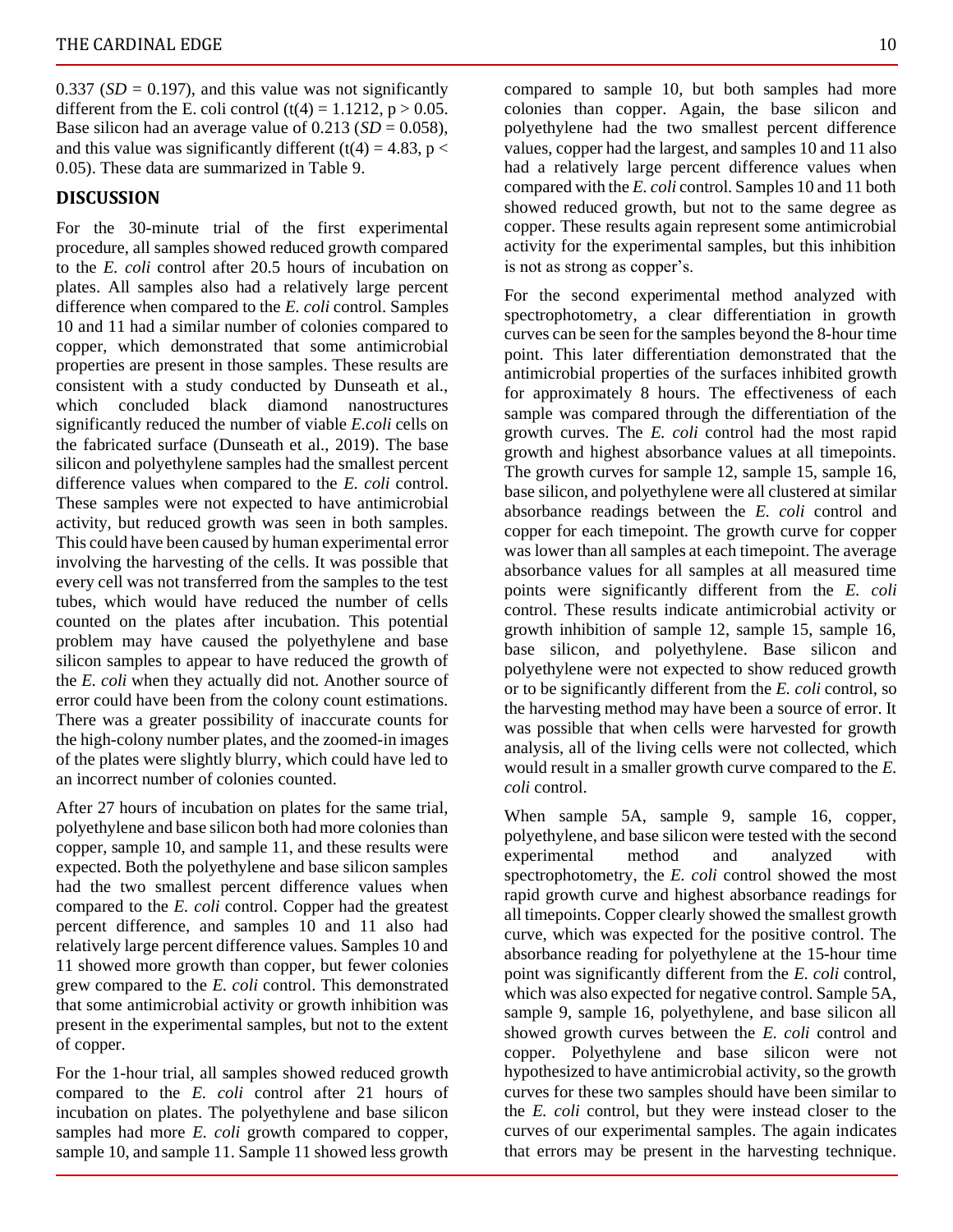0.337 ($SD = 0.197$), and this value was not significantly different from the E. coli control ($t(4) = 1.1212$, $p > 0.05$. Base silicon had an average value of 0.213 ($SD = 0.058$), and this value was significantly different ($t(4) = 4.83$, $p < 0.05$). These data are summarized in Table 9.

## DISCUSSION

For the 30-minute trial of the first experimental procedure, all samples showed reduced growth compared to the *E. coli* control after 20.5 hours of incubation on plates. All samples also had a relatively large percent difference when compared to the *E. coli* control. Samples 10 and 11 had a similar number of colonies compared to copper, which demonstrated that some antimicrobial properties are present in those samples. These results are consistent with a study conducted by Dunseath et al., which concluded black diamond nanostructures significantly reduced the number of viable *E.coli* cells on the fabricated surface (Dunseath et al., 2019). The base silicon and polyethylene samples had the smallest percent difference values when compared to the *E. coli* control. These samples were not expected to have antimicrobial activity, but reduced growth was seen in both samples. This could have been caused by human experimental error involving the harvesting of the cells. It was possible that every cell was not transferred from the samples to the test tubes, which would have reduced the number of cells counted on the plates after incubation. This potential problem may have caused the polyethylene and base silicon samples to appear to have reduced the growth of the *E. coli* when they actually did not. Another source of error could have been from the colony count estimations. There was a greater possibility of inaccurate counts for the high-colony number plates, and the zoomed-in images of the plates were slightly blurry, which could have led to an incorrect number of colonies counted.

After 27 hours of incubation on plates for the same trial, polyethylene and base silicon both had more colonies than copper, sample 10, and sample 11, and these results were expected. Both the polyethylene and base silicon samples had the two smallest percent difference values when compared to the *E. coli* control. Copper had the greatest percent difference, and samples 10 and 11 also had relatively large percent difference values. Samples 10 and 11 showed more growth than copper, but fewer colonies grew compared to the *E. coli* control. This demonstrated that some antimicrobial activity or growth inhibition was present in the experimental samples, but not to the extent of copper.

For the 1-hour trial, all samples showed reduced growth compared to the *E. coli* control after 21 hours of incubation on plates. The polyethylene and base silicon samples had more *E. coli* growth compared to copper, sample 10, and sample 11. Sample 11 showed less growth compared to sample 10, but both samples had more colonies than copper. Again, the base silicon and polyethylene had the two smallest percent difference values, copper had the largest, and samples 10 and 11 also had a relatively large percent difference values when compared with the *E. coli* control. Samples 10 and 11 both showed reduced growth, but not to the same degree as copper. These results again represent some antimicrobial activity for the experimental samples, but this inhibition is not as strong as copper's.

For the second experimental method analyzed with spectrophotometry, a clear differentiation in growth curves can be seen for the samples beyond the 8-hour time point. This later differentiation demonstrated that the antimicrobial properties of the surfaces inhibited growth for approximately 8 hours. The effectiveness of each sample was compared through the differentiation of the growth curves. The *E. coli* control had the most rapid growth and highest absorbance values at all timepoints. The growth curves for sample 12, sample 15, sample 16, base silicon, and polyethylene were all clustered at similar absorbance readings between the *E. coli* control and copper for each timepoint. The growth curve for copper was lower than all samples at each timepoint. The average absorbance values for all samples at all measured time points were significantly different from the *E. coli* control. These results indicate antimicrobial activity or growth inhibition of sample 12, sample 15, sample 16, base silicon, and polyethylene. Base silicon and polyethylene were not expected to show reduced growth or to be significantly different from the *E. coli* control, so the harvesting method may have been a source of error. It was possible that when cells were harvested for growth analysis, all of the living cells were not collected, which would result in a smaller growth curve compared to the *E. coli* control.

When sample 5A, sample 9, sample 16, copper, polyethylene, and base silicon were tested with the second experimental method and analyzed with spectrophotometry, the *E. coli* control showed the most rapid growth curve and highest absorbance readings for all timepoints. Copper clearly showed the smallest growth curve, which was expected for the positive control. The absorbance reading for polyethylene at the 15-hour time point was significantly different from the *E. coli* control, which was also expected for negative control. Sample 5A, sample 9, sample 16, polyethylene, and base silicon all showed growth curves between the *E. coli* control and copper. Polyethylene and base silicon were not hypothesized to have antimicrobial activity, so the growth curves for these two samples should have been similar to the *E. coli* control, but they were instead closer to the curves of our experimental samples. The again indicates that errors may be present in the harvesting technique.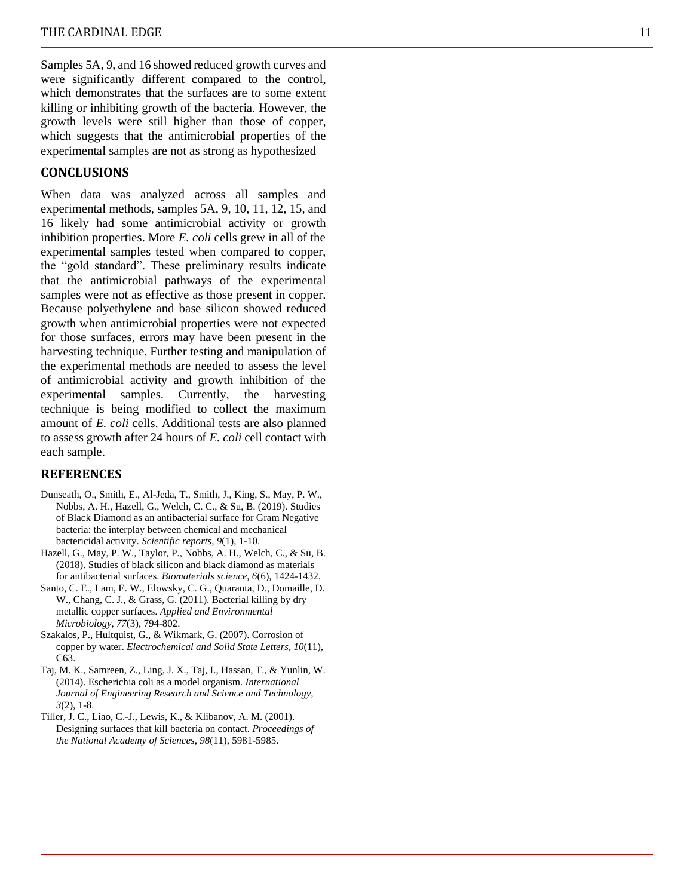Samples 5A, 9, and 16 showed reduced growth curves and were significantly different compared to the control, which demonstrates that the surfaces are to some extent killing or inhibiting growth of the bacteria. However, the growth levels were still higher than those of copper, which suggests that the antimicrobial properties of the experimental samples are not as strong as hypothesized

## CONCLUSIONS

When data was analyzed across all samples and experimental methods, samples 5A, 9, 10, 11, 12, 15, and 16 likely had some antimicrobial activity or growth inhibition properties. More *E. coli* cells grew in all of the experimental samples tested when compared to copper, the "gold standard". These preliminary results indicate that the antimicrobial pathways of the experimental samples were not as effective as those present in copper. Because polyethylene and base silicon showed reduced growth when antimicrobial properties were not expected for those surfaces, errors may have been present in the harvesting technique. Further testing and manipulation of the experimental methods are needed to assess the level of antimicrobial activity and growth inhibition of the experimental samples. Currently, the harvesting technique is being modified to collect the maximum amount of *E. coli* cells. Additional tests are also planned to assess growth after 24 hours of *E. coli* cell contact with each sample.

## REFERENCES

Dunseath, O., Smith, E., Al-Jeda, T., Smith, J., King, S., May, P. W., Nobbs, A. H., Hazell, G., Welch, C. C., & Su, B. (2019). Studies of Black Diamond as an antibacterial surface for Gram Negative bacteria: the interplay between chemical and mechanical bactericidal activity. *Scientific reports, 9*(1), 1-10.

Hazell, G., May, P. W., Taylor, P., Nobbs, A. H., Welch, C., & Su, B. (2018). Studies of black silicon and black diamond as materials for antibacterial surfaces. *Biomaterials science, 6*(6), 1424-1432.

Santo, C. E., Lam, E. W., Elowsky, C. G., Quaranta, D., Domaille, D. W., Chang, C. J., & Grass, G. (2011). Bacterial killing by dry metallic copper surfaces. *Applied and Environmental Microbiology, 77*(3), 794-802.

Szakalos, P., Hultquist, G., & Wikmark, G. (2007). Corrosion of copper by water. *Electrochemical and Solid State Letters, 10*(11), C63.

Taj, M. K., Samreen, Z., Ling, J. X., Taj, I., Hassan, T., & Yunlin, W. (2014). Escherichia coli as a model organism. *International Journal of Engineering Research and Science and Technology, 3*(2), 1-8.

Tiller, J. C., Liao, C.-J., Lewis, K., & Klibanov, A. M. (2001). Designing surfaces that kill bacteria on contact. *Proceedings of the National Academy of Sciences, 98*(11), 5981-5985.